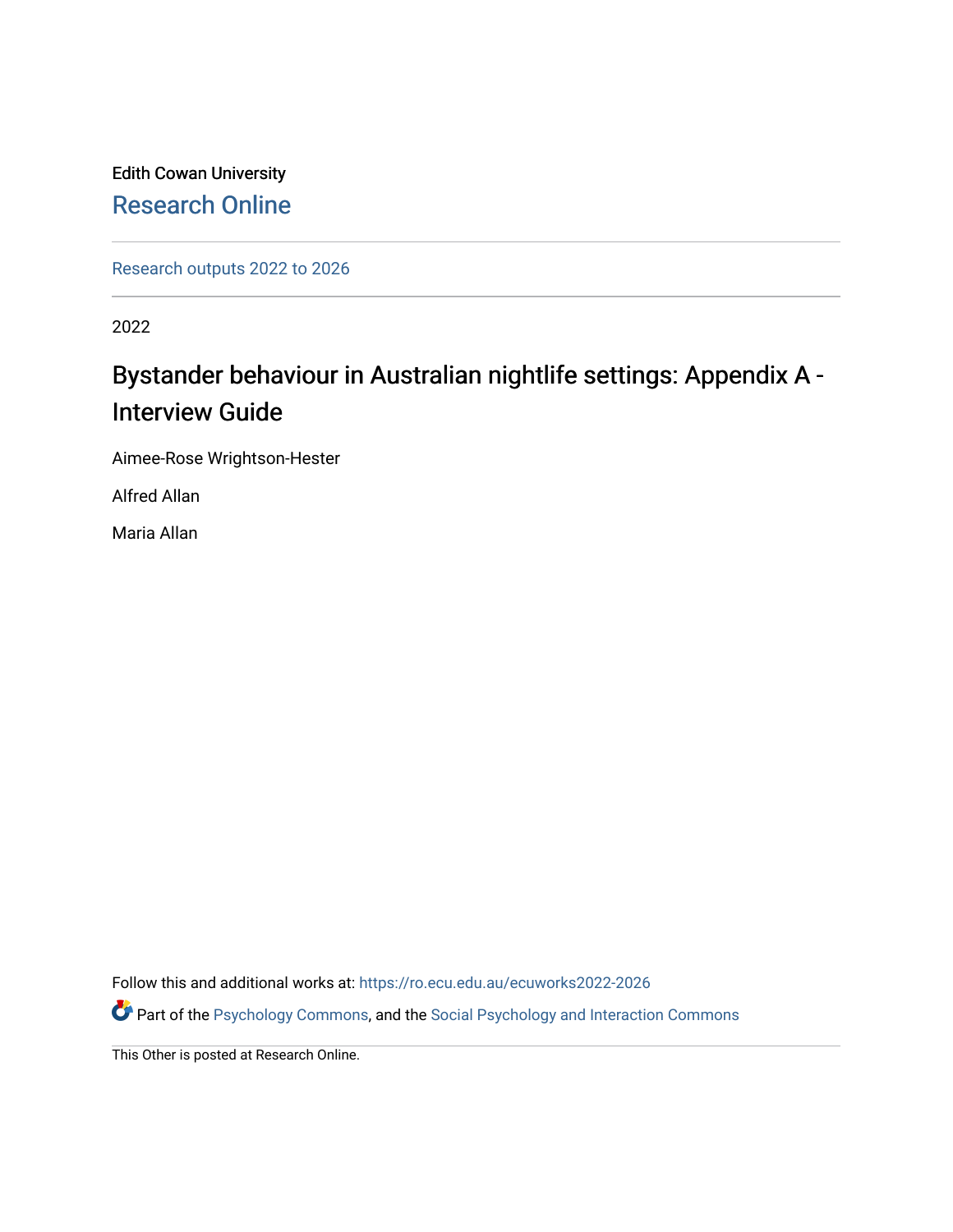Edith Cowan University

Research Online

Research outputs 2022 to 2026

2022

# Bystander behaviour in Australian nightlife settings: Appendix A - Interview Guide

Aimee-Rose Wrightson-Hester

Alfred Allan

Maria Allan

Follow this and additional works at: https://ro.ecu.edu.au/ecuworks2022-2026

Part of the Psychology Commons, and the Social Psychology and Interaction Commons

This Other is posted at Research Online.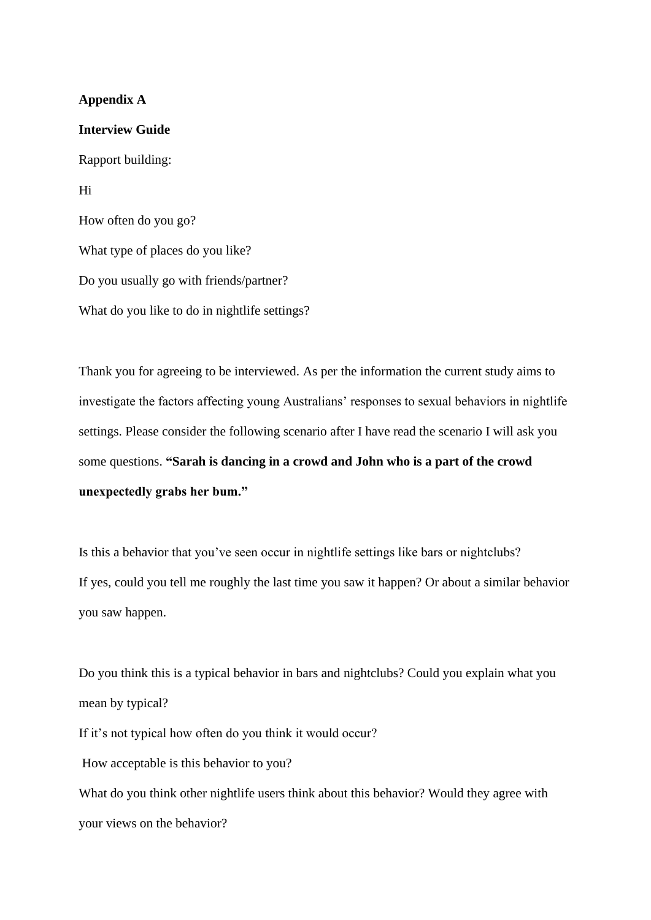**Appendix A**

**Interview Guide**

Rapport building:

Hi

How often do you go?

What type of places do you like?

Do you usually go with friends/partner?

What do you like to do in nightlife settings?

Thank you for agreeing to be interviewed. As per the information the current study aims to investigate the factors affecting young Australians' responses to sexual behaviors in nightlife settings. Please consider the following scenario after I have read the scenario I will ask you some questions. **"Sarah is dancing in a crowd and John who is a part of the crowd unexpectedly grabs her bum."**

Is this a behavior that you've seen occur in nightlife settings like bars or nightclubs?
If yes, could you tell me roughly the last time you saw it happen? Or about a similar behavior you saw happen.

Do you think this is a typical behavior in bars and nightclubs? Could you explain what you mean by typical?
If it's not typical how often do you think it would occur?
How acceptable is this behavior to you?
What do you think other nightlife users think about this behavior? Would they agree with your views on the behavior?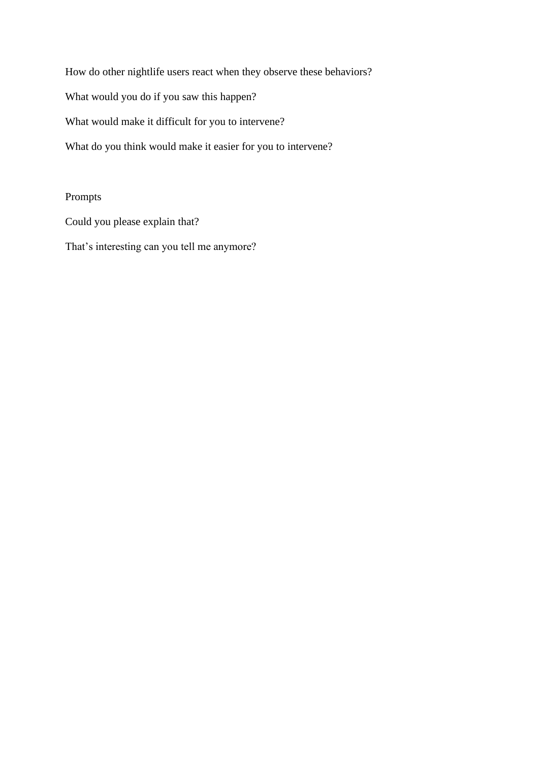How do other nightlife users react when they observe these behaviors?

What would you do if you saw this happen?

What would make it difficult for you to intervene?

What do you think would make it easier for you to intervene?

Prompts

Could you please explain that?

That's interesting can you tell me anymore?